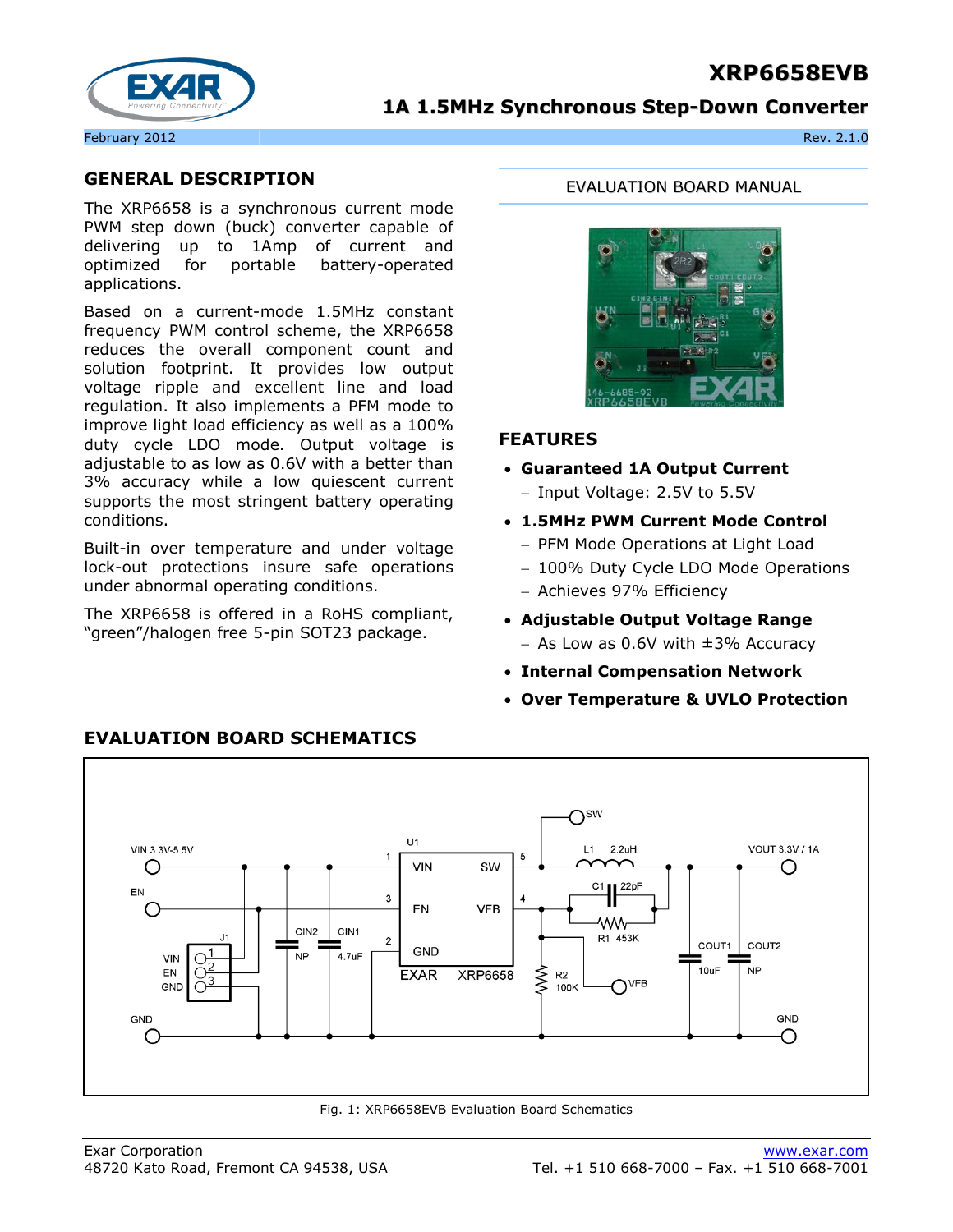# XRP6658EVB

## 1A 1.5MHz Synchronous Step-Down Converter

February 2012 Rev. 2.1.0

## GENERAL DESCRIPTION

The XRP6658 is a synchronous current mode PWM step down (buck) converter capable of delivering up to 1Amp of current and optimized for portable battery-operated applications.

Based on a current-mode 1.5MHz constant frequency PWM control scheme, the XRP6658 reduces the overall component count and solution footprint. It provides low output voltage ripple and excellent line and load regulation. It also implements a PFM mode to improve light load efficiency as well as a 100% duty cycle LDO mode. Output voltage is adjustable to as low as 0.6V with a better than 3% accuracy while a low quiescent current supports the most stringent battery operating conditions.

Built-in over temperature and under voltage lock-out protections insure safe operations under abnormal operating conditions.

The XRP6658 is offered in a RoHS compliant, "green"/halogen free 5-pin SOT23 package.

EVALUATION BOARD MANUAL

## FEATURES

- **Guaranteed 1A Output Current**
  - Input Voltage: 2.5V to 5.5V
- **1.5MHz PWM Current Mode Control**
  - PFM Mode Operations at Light Load
  - 100% Duty Cycle LDO Mode Operations
  - Achieves 97% Efficiency
- **Adjustable Output Voltage Range**
  - As Low as 0.6V with ±3% Accuracy
- **Internal Compensation Network**
- **Over Temperature & UVLO Protection**

## EVALUATION BOARD SCHEMATICS

VIN 3.3V-5.5V
EN
GND
J1
VIN 1
EN 2
GND 3
CIN2 NP
CIN1 4.7uF
U1
1 VIN
3 EN
2 GND
SW 5
VFB 4
EXAR XRP6658
SW
L1 2.2uH
C1 22pF
R1 453K
R2 100K
VFB
VOUT 3.3V / 1A
COUT1 10uF
COUT2 NP
GND

Fig. 1: XRP6658EVB Evaluation Board Schematics

Exar Corporation
48720 Kato Road, Fremont CA 94538, USA
www.exar.com
Tel. +1 510 668-7000 – Fax. +1 510 668-7001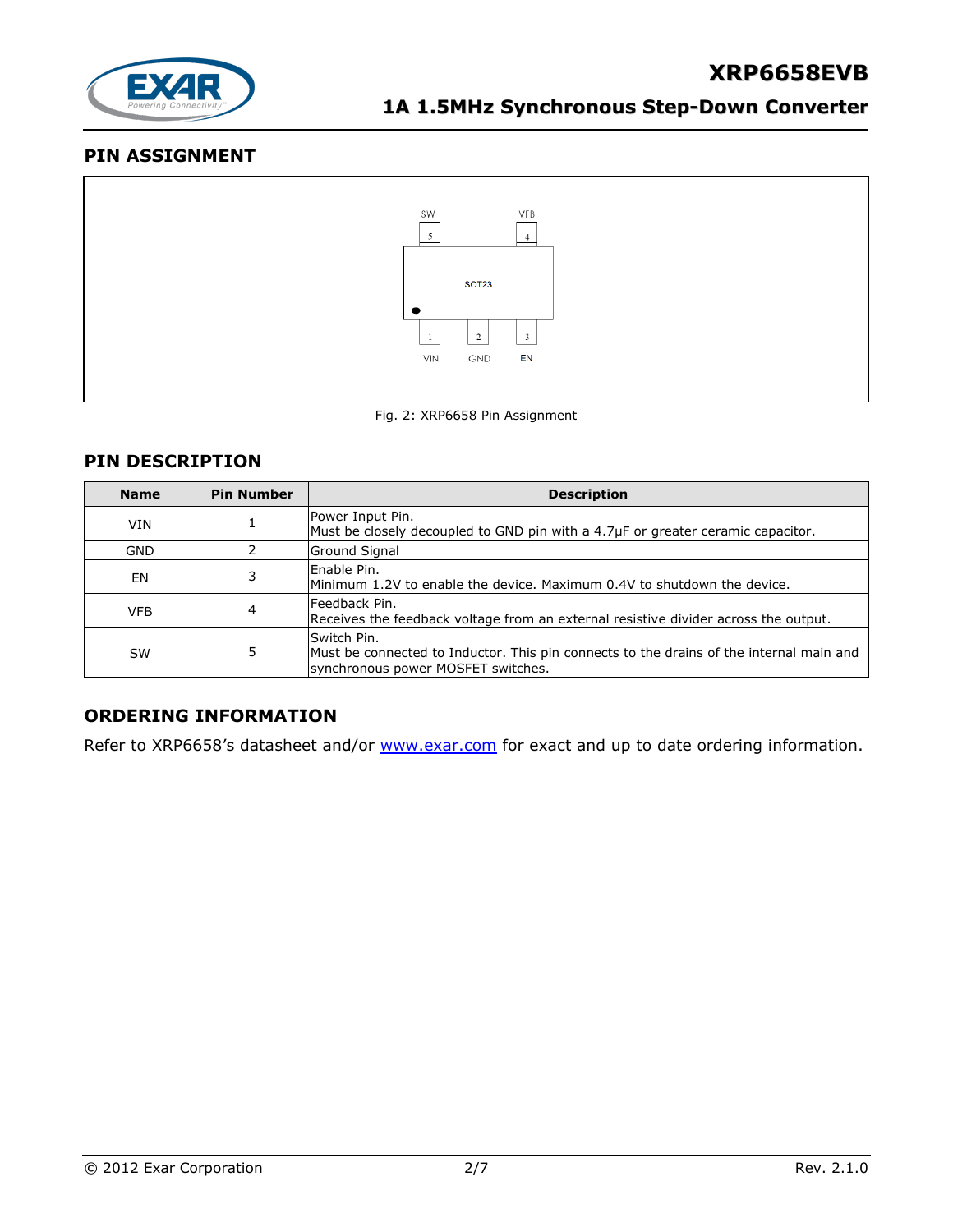## PIN ASSIGNMENT

SW
5
VFB
4
SOT23
1
VIN
2
GND
3
EN

Fig. 2: XRP6658 Pin Assignment

## PIN DESCRIPTION

| Name | Pin Number | Description |
|---|---|---|
| VIN | 1 | Power Input Pin.<br>Must be closely decoupled to GND pin with a 4.7µF or greater ceramic capacitor. |
| GND | 2 | Ground Signal |
| EN | 3 | Enable Pin.<br>Minimum 1.2V to enable the device. Maximum 0.4V to shutdown the device. |
| VFB | 4 | Feedback Pin.<br>Receives the feedback voltage from an external resistive divider across the output. |
| SW | 5 | Switch Pin.<br>Must be connected to Inductor. This pin connects to the drains of the internal main and synchronous power MOSFET switches. |

## ORDERING INFORMATION

Refer to XRP6658's datasheet and/or www.exar.com for exact and up to date ordering information.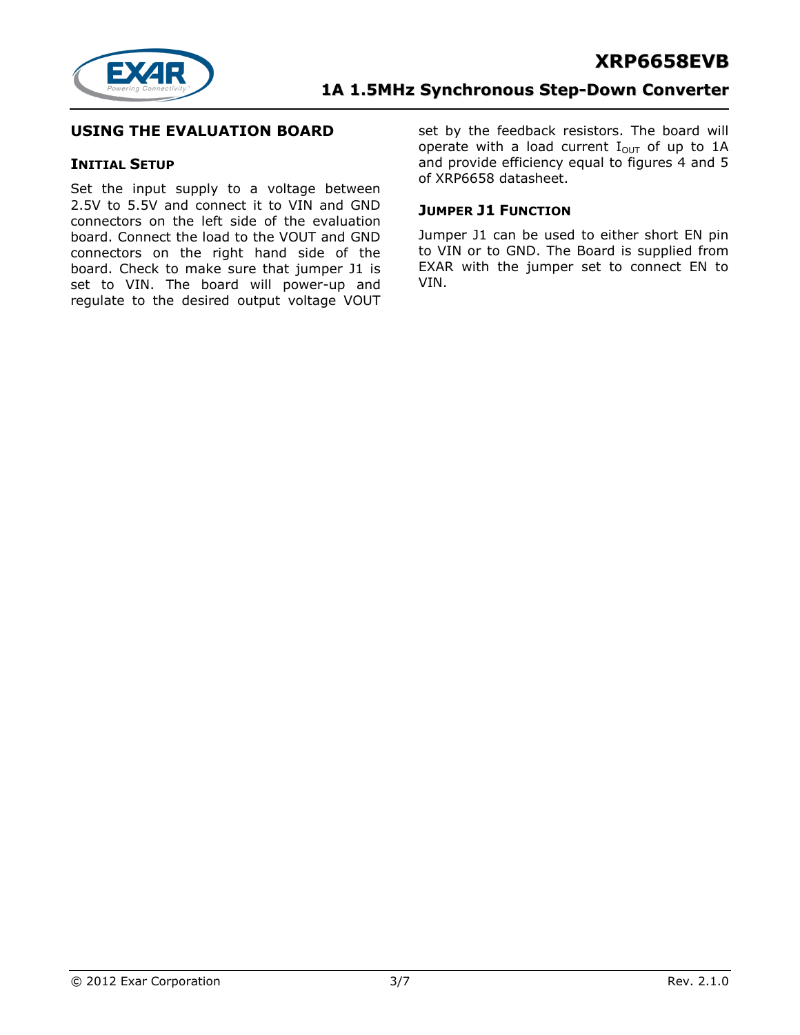## USING THE EVALUATION BOARD

### INITIAL SETUP

Set the input supply to a voltage between 2.5V to 5.5V and connect it to VIN and GND connectors on the left side of the evaluation board. Connect the load to the VOUT and GND connectors on the right hand side of the board. Check to make sure that jumper J1 is set to VIN. The board will power-up and regulate to the desired output voltage VOUT set by the feedback resistors. The board will operate with a load current $I_{OUT}$ of up to 1A and provide efficiency equal to figures 4 and 5 of XRP6658 datasheet.

### JUMPER J1 FUNCTION

Jumper J1 can be used to either short EN pin to VIN or to GND. The Board is supplied from EXAR with the jumper set to connect EN to VIN.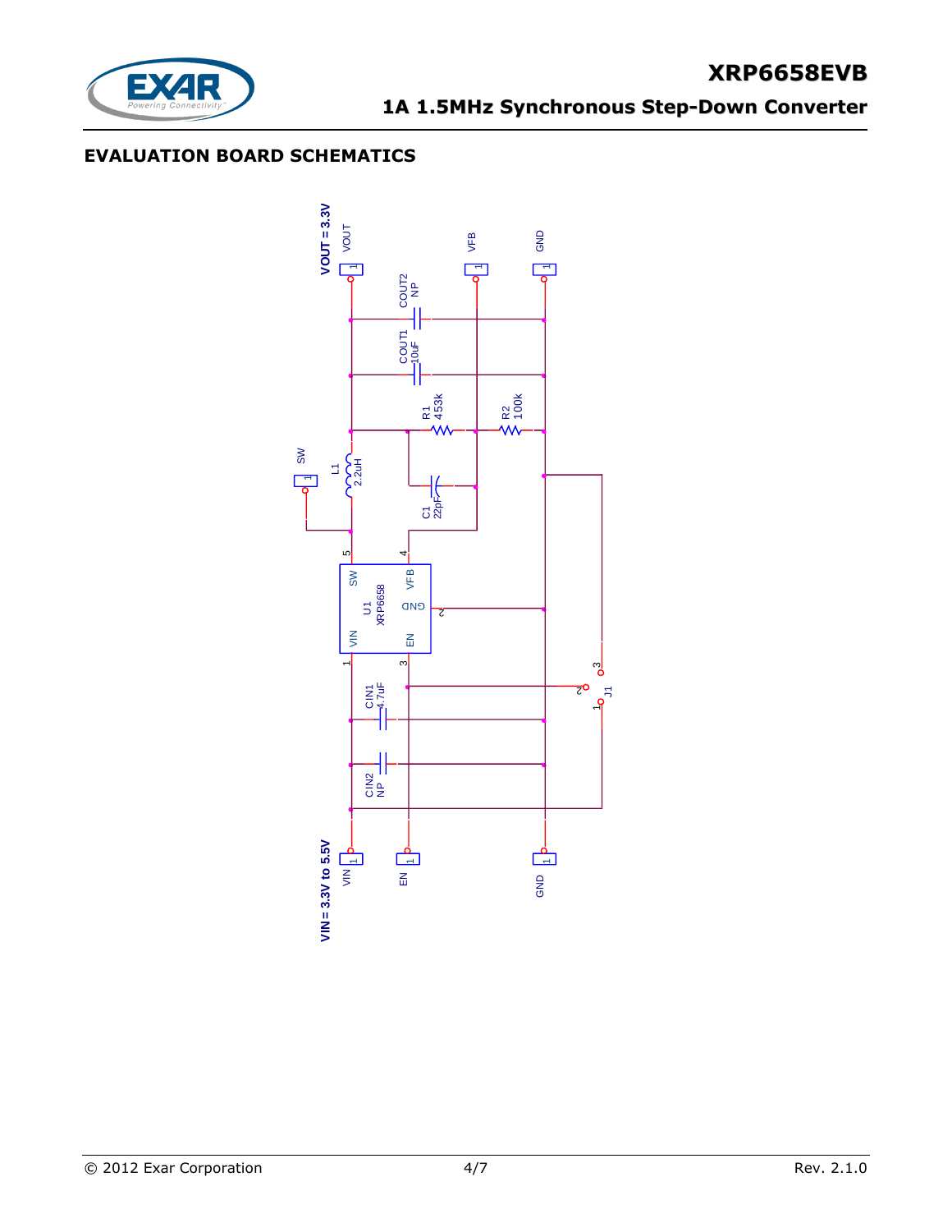## EVALUATION BOARD SCHEMATICS

VOUT = 3.3V
VOUT
VFB
GND
1
1
1
COUT2
NP
COUT1
10uF
R1
453k
R2
100k
SW
1
L1
2.2uH
C1
22pF
5
4
SW
VFB
U1
XRP6658
GND
2
VIN
EN
1
3
3
2
J1
1
CIN1
4.7uF
CIN2
NP
VIN = 3.3V to 5.5V
VIN
1
EN
1
GND
1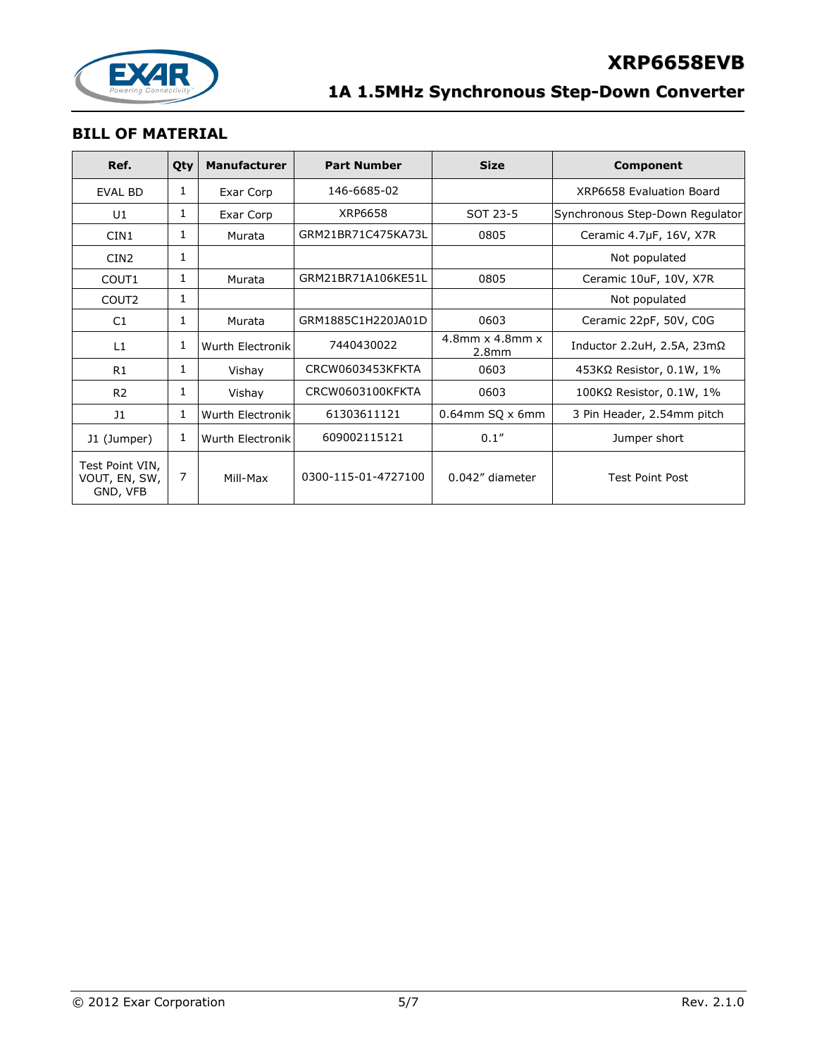## BILL OF MATERIAL

| Ref. | Qty | Manufacturer | Part Number | Size | Component |
|---|---|---|---|---|---|
| EVAL BD | 1 | Exar Corp | 146-6685-02 | | XRP6658 Evaluation Board |
| U1 | 1 | Exar Corp | XRP6658 | SOT 23-5 | Synchronous Step-Down Regulator |
| CIN1 | 1 | Murata | GRM21BR71C475KA73L | 0805 | Ceramic 4.7µF, 16V, X7R |
| CIN2 | 1 | | | | Not populated |
| COUT1 | 1 | Murata | GRM21BR71A106KE51L | 0805 | Ceramic 10uF, 10V, X7R |
| COUT2 | 1 | | | | Not populated |
| C1 | 1 | Murata | GRM1885C1H220JA01D | 0603 | Ceramic 22pF, 50V, C0G |
| L1 | 1 | Wurth Electronik | 7440430022 | 4.8mm x 4.8mm x 2.8mm | Inductor 2.2uH, 2.5A, 23mΩ |
| R1 | 1 | Vishay | CRCW0603453KFKTA | 0603 | 453KΩ Resistor, 0.1W, 1% |
| R2 | 1 | Vishay | CRCW0603100KFKTA | 0603 | 100KΩ Resistor, 0.1W, 1% |
| J1 | 1 | Wurth Electronik | 61303611121 | 0.64mm SQ x 6mm | 3 Pin Header, 2.54mm pitch |
| J1 (Jumper) | 1 | Wurth Electronik | 609002115121 | 0.1” | Jumper short |
| Test Point VIN, VOUT, EN, SW, GND, VFB | 7 | Mill-Max | 0300-115-01-4727100 | 0.042” diameter | Test Point Post |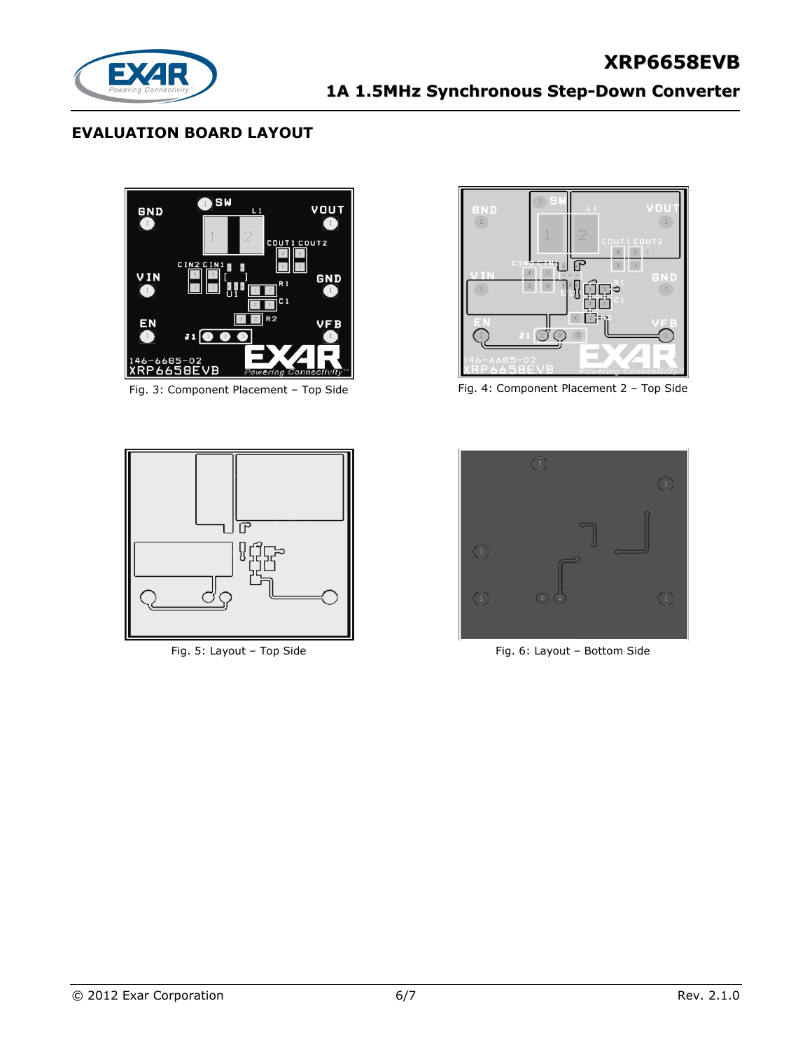## EVALUATION BOARD LAYOUT

Fig. 3: Component Placement – Top Side

Fig. 4: Component Placement 2 – Top Side

Fig. 5: Layout – Top Side

Fig. 6: Layout – Bottom Side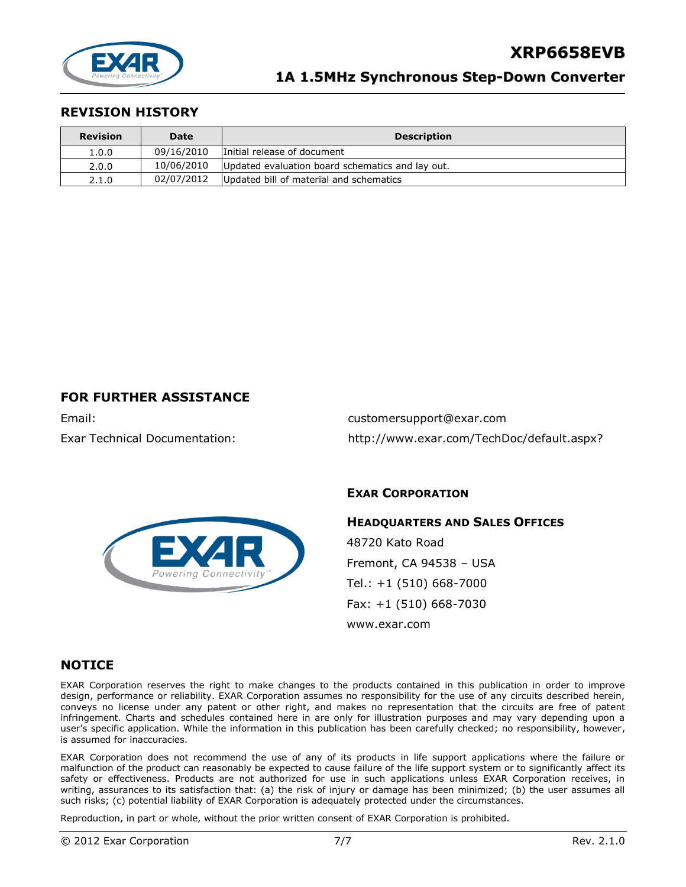## REVISION HISTORY

| Revision | Date | Description |
|---|---|---|
| 1.0.0 | 09/16/2010 | Initial release of document |
| 2.0.0 | 10/06/2010 | Updated evaluation board schematics and lay out. |
| 2.1.0 | 02/07/2012 | Updated bill of material and schematics |

## FOR FURTHER ASSISTANCE

Email: customersupport@exar.com

Exar Technical Documentation: http://www.exar.com/TechDoc/default.aspx?

### EXAR CORPORATION

### HEADQUARTERS AND SALES OFFICES

48720 Kato Road

Fremont, CA 94538 – USA

Tel.: +1 (510) 668-7000

Fax: +1 (510) 668-7030

www.exar.com

## NOTICE

EXAR Corporation reserves the right to make changes to the products contained in this publication in order to improve design, performance or reliability. EXAR Corporation assumes no responsibility for the use of any circuits described herein, conveys no license under any patent or other right, and makes no representation that the circuits are free of patent infringement. Charts and schedules contained here in are only for illustration purposes and may vary depending upon a user's specific application. While the information in this publication has been carefully checked; no responsibility, however, is assumed for inaccuracies.

EXAR Corporation does not recommend the use of any of its products in life support applications where the failure or malfunction of the product can reasonably be expected to cause failure of the life support system or to significantly affect its safety or effectiveness. Products are not authorized for use in such applications unless EXAR Corporation receives, in writing, assurances to its satisfaction that: (a) the risk of injury or damage has been minimized; (b) the user assumes all such risks; (c) potential liability of EXAR Corporation is adequately protected under the circumstances.

Reproduction, in part or whole, without the prior written consent of EXAR Corporation is prohibited.